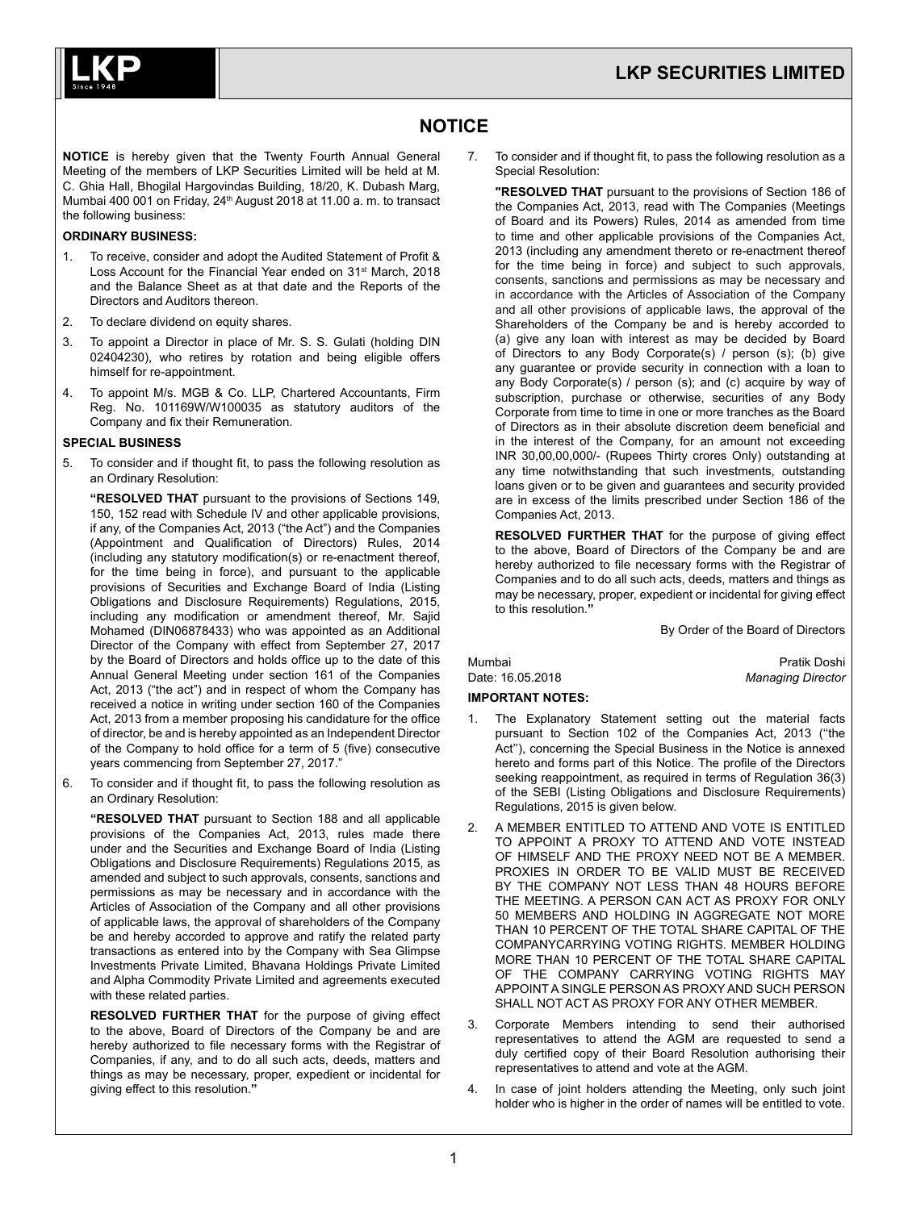# NOTICE

**NOTICE** is hereby given that the Twenty Fourth Annual General Meeting of the members of LKP Securities Limited will be held at M. C. Ghia Hall, Bhogilal Hargovindas Building, 18/20, K. Dubash Marg, Mumbai 400 001 on Friday, 24th August 2018 at 11.00 a. m. to transact the following business:

**ORDINARY BUSINESS:**

1. To receive, consider and adopt the Audited Statement of Profit & Loss Account for the Financial Year ended on 31st March, 2018 and the Balance Sheet as at that date and the Reports of the Directors and Auditors thereon.
2. To declare dividend on equity shares.
3. To appoint a Director in place of Mr. S. S. Gulati (holding DIN 02404230), who retires by rotation and being eligible offers himself for re-appointment.
4. To appoint M/s. MGB & Co. LLP, Chartered Accountants, Firm Reg. No. 101169W/W100035 as statutory auditors of the Company and fix their Remuneration.

**SPECIAL BUSINESS**

5. To consider and if thought fit, to pass the following resolution as an Ordinary Resolution:

   **"RESOLVED THAT** pursuant to the provisions of Sections 149, 150, 152 read with Schedule IV and other applicable provisions, if any, of the Companies Act, 2013 ("the Act") and the Companies (Appointment and Qualification of Directors) Rules, 2014 (including any statutory modification(s) or re-enactment thereof, for the time being in force), and pursuant to the applicable provisions of Securities and Exchange Board of India (Listing Obligations and Disclosure Requirements) Regulations, 2015, including any modification or amendment thereof, Mr. Sajid Mohamed (DIN06878433) who was appointed as an Additional Director of the Company with effect from September 27, 2017 by the Board of Directors and holds office up to the date of this Annual General Meeting under section 161 of the Companies Act, 2013 ("the act") and in respect of whom the Company has received a notice in writing under section 160 of the Companies Act, 2013 from a member proposing his candidature for the office of director, be and is hereby appointed as an Independent Director of the Company to hold office for a term of 5 (five) consecutive years commencing from September 27, 2017."

6. To consider and if thought fit, to pass the following resolution as an Ordinary Resolution:

   **"RESOLVED THAT** pursuant to Section 188 and all applicable provisions of the Companies Act, 2013, rules made there under and the Securities and Exchange Board of India (Listing Obligations and Disclosure Requirements) Regulations 2015, as amended and subject to such approvals, consents, sanctions and permissions as may be necessary and in accordance with the Articles of Association of the Company and all other provisions of applicable laws, the approval of shareholders of the Company be and hereby accorded to approve and ratify the related party transactions as entered into by the Company with Sea Glimpse Investments Private Limited, Bhavana Holdings Private Limited and Alpha Commodity Private Limited and agreements executed with these related parties.

   **RESOLVED FURTHER THAT** for the purpose of giving effect to the above, Board of Directors of the Company be and are hereby authorized to file necessary forms with the Registrar of Companies, if any, and to do all such acts, deeds, matters and things as may be necessary, proper, expedient or incidental for giving effect to this resolution.**"**

7. To consider and if thought fit, to pass the following resolution as a Special Resolution:

   **"RESOLVED THAT** pursuant to the provisions of Section 186 of the Companies Act, 2013, read with The Companies (Meetings of Board and its Powers) Rules, 2014 as amended from time to time and other applicable provisions of the Companies Act, 2013 (including any amendment thereto or re-enactment thereof for the time being in force) and subject to such approvals, consents, sanctions and permissions as may be necessary and in accordance with the Articles of Association of the Company and all other provisions of applicable laws, the approval of the Shareholders of the Company be and is hereby accorded to (a) give any loan with interest as may be decided by Board of Directors to any Body Corporate(s) / person (s); (b) give any guarantee or provide security in connection with a loan to any Body Corporate(s) / person (s); and (c) acquire by way of subscription, purchase or otherwise, securities of any Body Corporate from time to time in one or more tranches as the Board of Directors as in their absolute discretion deem beneficial and in the interest of the Company, for an amount not exceeding INR 30,00,00,000/- (Rupees Thirty crores Only) outstanding at any time notwithstanding that such investments, outstanding loans given or to be given and guarantees and security provided are in excess of the limits prescribed under Section 186 of the Companies Act, 2013.

   **RESOLVED FURTHER THAT** for the purpose of giving effect to the above, Board of Directors of the Company be and are hereby authorized to file necessary forms with the Registrar of Companies and to do all such acts, deeds, matters and things as may be necessary, proper, expedient or incidental for giving effect to this resolution.**"**

By Order of the Board of Directors

Mumbai
Date: 16.05.2018

Pratik Doshi
*Managing Director*

**IMPORTANT NOTES:**

1. The Explanatory Statement setting out the material facts pursuant to Section 102 of the Companies Act, 2013 (''the Act''), concerning the Special Business in the Notice is annexed hereto and forms part of this Notice. The profile of the Directors seeking reappointment, as required in terms of Regulation 36(3) of the SEBI (Listing Obligations and Disclosure Requirements) Regulations, 2015 is given below.
2. A MEMBER ENTITLED TO ATTEND AND VOTE IS ENTITLED TO APPOINT A PROXY TO ATTEND AND VOTE INSTEAD OF HIMSELF AND THE PROXY NEED NOT BE A MEMBER. PROXIES IN ORDER TO BE VALID MUST BE RECEIVED BY THE COMPANY NOT LESS THAN 48 HOURS BEFORE THE MEETING. A PERSON CAN ACT AS PROXY FOR ONLY 50 MEMBERS AND HOLDING IN AGGREGATE NOT MORE THAN 10 PERCENT OF THE TOTAL SHARE CAPITAL OF THE COMPANYCARRYING VOTING RIGHTS. MEMBER HOLDING MORE THAN 10 PERCENT OF THE TOTAL SHARE CAPITAL OF THE COMPANY CARRYING VOTING RIGHTS MAY APPOINT A SINGLE PERSON AS PROXY AND SUCH PERSON SHALL NOT ACT AS PROXY FOR ANY OTHER MEMBER.
3. Corporate Members intending to send their authorised representatives to attend the AGM are requested to send a duly certified copy of their Board Resolution authorising their representatives to attend and vote at the AGM.
4. In case of joint holders attending the Meeting, only such joint holder who is higher in the order of names will be entitled to vote.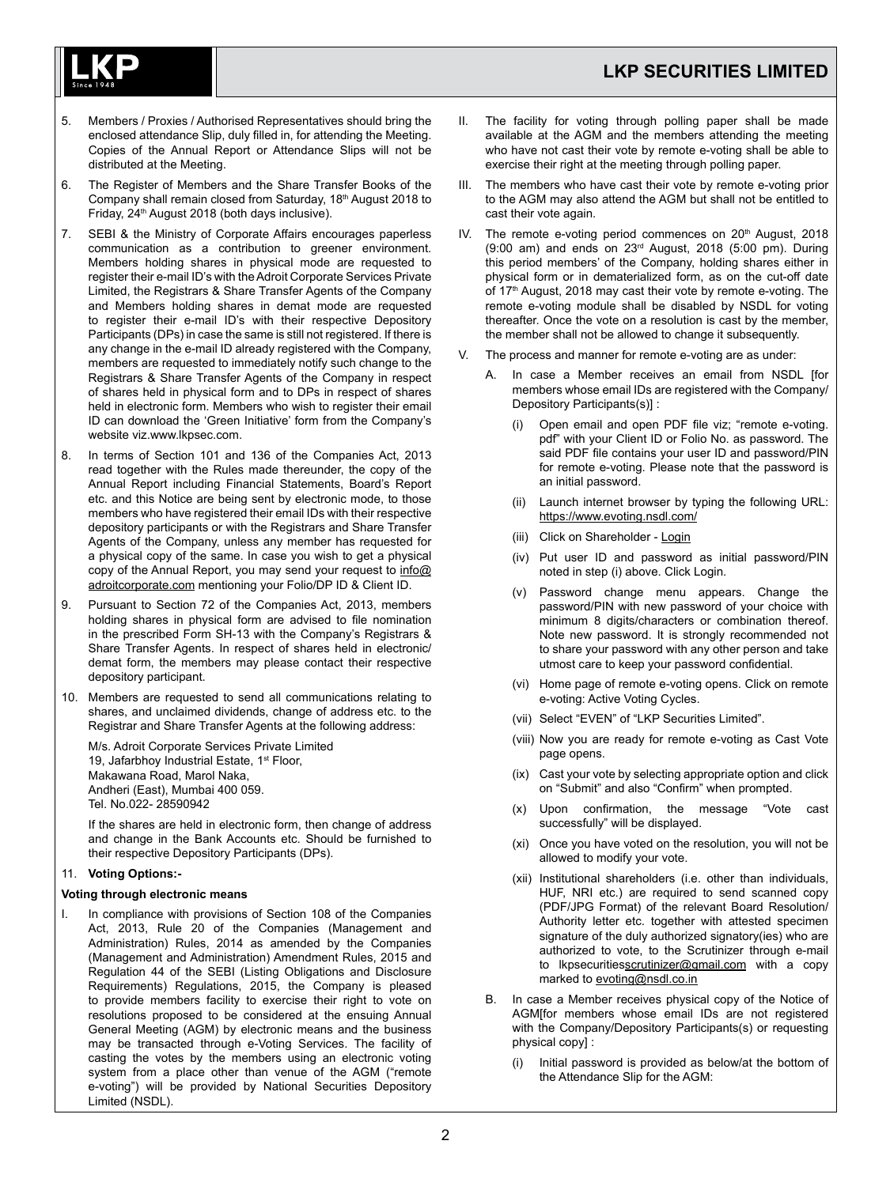5. Members / Proxies / Authorised Representatives should bring the enclosed attendance Slip, duly filled in, for attending the Meeting. Copies of the Annual Report or Attendance Slips will not be distributed at the Meeting.

6. The Register of Members and the Share Transfer Books of the Company shall remain closed from Saturday, 18th August 2018 to Friday, 24th August 2018 (both days inclusive).

7. SEBI & the Ministry of Corporate Affairs encourages paperless communication as a contribution to greener environment. Members holding shares in physical mode are requested to register their e-mail ID's with the Adroit Corporate Services Private Limited, the Registrars & Share Transfer Agents of the Company and Members holding shares in demat mode are requested to register their e-mail ID's with their respective Depository Participants (DPs) in case the same is still not registered. If there is any change in the e-mail ID already registered with the Company, members are requested to immediately notify such change to the Registrars & Share Transfer Agents of the Company in respect of shares held in physical form and to DPs in respect of shares held in electronic form. Members who wish to register their email ID can download the 'Green Initiative' form from the Company's website viz.www.lkpsec.com.

8. In terms of Section 101 and 136 of the Companies Act, 2013 read together with the Rules made thereunder, the copy of the Annual Report including Financial Statements, Board's Report etc. and this Notice are being sent by electronic mode, to those members who have registered their email IDs with their respective depository participants or with the Registrars and Share Transfer Agents of the Company, unless any member has requested for a physical copy of the same. In case you wish to get a physical copy of the Annual Report, you may send your request to info@adroitcorporate.com mentioning your Folio/DP ID & Client ID.

9. Pursuant to Section 72 of the Companies Act, 2013, members holding shares in physical form are advised to file nomination in the prescribed Form SH-13 with the Company's Registrars & Share Transfer Agents. In respect of shares held in electronic/demat form, the members may please contact their respective depository participant.

10. Members are requested to send all communications relating to shares, and unclaimed dividends, change of address etc. to the Registrar and Share Transfer Agents at the following address:

    M/s. Adroit Corporate Services Private Limited
    19, Jafarbhoy Industrial Estate, 1st Floor,
    Makawana Road, Marol Naka,
    Andheri (East), Mumbai 400 059.
    Tel. No.022- 28590942

    If the shares are held in electronic form, then change of address and change in the Bank Accounts etc. Should be furnished to their respective Depository Participants (DPs).

11. **Voting Options:-**

**Voting through electronic means**

I. In compliance with provisions of Section 108 of the Companies Act, 2013, Rule 20 of the Companies (Management and Administration) Rules, 2014 as amended by the Companies (Management and Administration) Amendment Rules, 2015 and Regulation 44 of the SEBI (Listing Obligations and Disclosure Requirements) Regulations, 2015, the Company is pleased to provide members facility to exercise their right to vote on resolutions proposed to be considered at the ensuing Annual General Meeting (AGM) by electronic means and the business may be transacted through e-Voting Services. The facility of casting the votes by the members using an electronic voting system from a place other than venue of the AGM ("remote e-voting") will be provided by National Securities Depository Limited (NSDL).

II. The facility for voting through polling paper shall be made available at the AGM and the members attending the meeting who have not cast their vote by remote e-voting shall be able to exercise their right at the meeting through polling paper.

III. The members who have cast their vote by remote e-voting prior to the AGM may also attend the AGM but shall not be entitled to cast their vote again.

IV. The remote e-voting period commences on 20th August, 2018 (9:00 am) and ends on 23rd August, 2018 (5:00 pm). During this period members' of the Company, holding shares either in physical form or in dematerialized form, as on the cut-off date of 17th August, 2018 may cast their vote by remote e-voting. The remote e-voting module shall be disabled by NSDL for voting thereafter. Once the vote on a resolution is cast by the member, the member shall not be allowed to change it subsequently.

V. The process and manner for remote e-voting are as under:

   A. In case a Member receives an email from NSDL [for members whose email IDs are registered with the Company/ Depository Participants(s)] :

      (i) Open email and open PDF file viz; "remote e-voting.pdf" with your Client ID or Folio No. as password. The said PDF file contains your user ID and password/PIN for remote e-voting. Please note that the password is an initial password.

      (ii) Launch internet browser by typing the following URL: https://www.evoting.nsdl.com/

      (iii) Click on Shareholder - Login

      (iv) Put user ID and password as initial password/PIN noted in step (i) above. Click Login.

      (v) Password change menu appears. Change the password/PIN with new password of your choice with minimum 8 digits/characters or combination thereof. Note new password. It is strongly recommended not to share your password with any other person and take utmost care to keep your password confidential.

      (vi) Home page of remote e-voting opens. Click on remote e-voting: Active Voting Cycles.

      (vii) Select "EVEN" of "LKP Securities Limited".

      (viii) Now you are ready for remote e-voting as Cast Vote page opens.

      (ix) Cast your vote by selecting appropriate option and click on "Submit" and also "Confirm" when prompted.

      (x) Upon confirmation, the message "Vote cast successfully" will be displayed.

      (xi) Once you have voted on the resolution, you will not be allowed to modify your vote.

      (xii) Institutional shareholders (i.e. other than individuals, HUF, NRI etc.) are required to send scanned copy (PDF/JPG Format) of the relevant Board Resolution/ Authority letter etc. together with attested specimen signature of the duly authorized signatory(ies) who are authorized to vote, to the Scrutinizer through e-mail to lkpsecuritiesscrutinizer@gmail.com with a copy marked to evoting@nsdl.co.in

   B. In case a Member receives physical copy of the Notice of AGM[for members whose email IDs are not registered with the Company/Depository Participants(s) or requesting physical copy] :

      (i) Initial password is provided as below/at the bottom of the Attendance Slip for the AGM: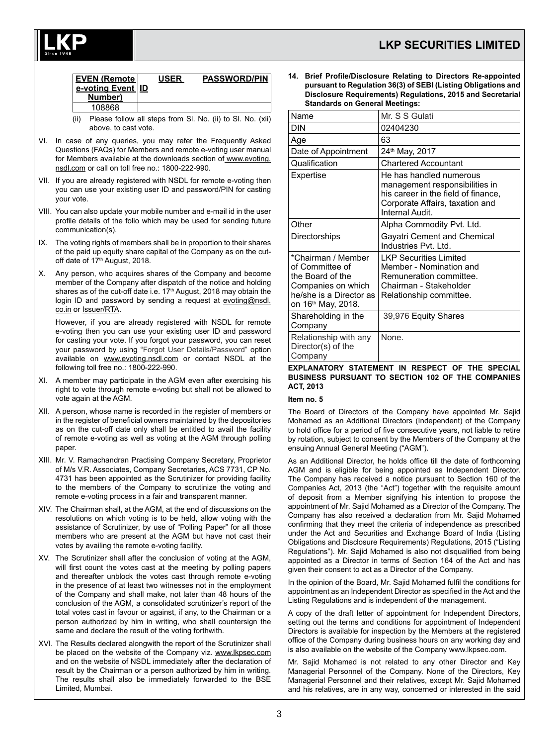| EVEN (Remote e-voting Event Number) | USER ID | PASSWORD/PIN |
|---|---|---|
| 108868 | | |

(ii) Please follow all steps from Sl. No. (ii) to Sl. No. (xii) above, to cast vote.

VI. In case of any queries, you may refer the Frequently Asked Questions (FAQs) for Members and remote e-voting user manual for Members available at the downloads section of www.evoting.nsdl.com or call on toll free no.: 1800-222-990.

VII. If you are already registered with NSDL for remote e-voting then you can use your existing user ID and password/PIN for casting your vote.

VIII. You can also update your mobile number and e-mail id in the user profile details of the folio which may be used for sending future communication(s).

IX. The voting rights of members shall be in proportion to their shares of the paid up equity share capital of the Company as on the cut-off date of 17th August, 2018.

X. Any person, who acquires shares of the Company and become member of the Company after dispatch of the notice and holding shares as of the cut-off date i.e. 17th August, 2018 may obtain the login ID and password by sending a request at evoting@nsdl.co.in or Issuer/RTA.

However, if you are already registered with NSDL for remote e-voting then you can use your existing user ID and password for casting your vote. If you forgot your password, you can reset your password by using "Forgot User Details/Password" option available on www.evoting.nsdl.com or contact NSDL at the following toll free no.: 1800-222-990.

XI. A member may participate in the AGM even after exercising his right to vote through remote e-voting but shall not be allowed to vote again at the AGM.

XII. A person, whose name is recorded in the register of members or in the register of beneficial owners maintained by the depositories as on the cut-off date only shall be entitled to avail the facility of remote e-voting as well as voting at the AGM through polling paper.

XIII. Mr. V. Ramachandran Practising Company Secretary, Proprietor of M/s V.R. Associates, Company Secretaries, ACS 7731, CP No. 4731 has been appointed as the Scrutinizer for providing facility to the members of the Company to scrutinize the voting and remote e-voting process in a fair and transparent manner.

XIV. The Chairman shall, at the AGM, at the end of discussions on the resolutions on which voting is to be held, allow voting with the assistance of Scrutinizer, by use of "Polling Paper" for all those members who are present at the AGM but have not cast their votes by availing the remote e-voting facility.

XV. The Scrutinizer shall after the conclusion of voting at the AGM, will first count the votes cast at the meeting by polling papers and thereafter unblock the votes cast through remote e-voting in the presence of at least two witnesses not in the employment of the Company and shall make, not later than 48 hours of the conclusion of the AGM, a consolidated scrutinizer's report of the total votes cast in favour or against, if any, to the Chairman or a person authorized by him in writing, who shall countersign the same and declare the result of the voting forthwith.

XVI. The Results declared alongwith the report of the Scrutinizer shall be placed on the website of the Company viz. www.lkpsec.com and on the website of NSDL immediately after the declaration of result by the Chairman or a person authorized by him in writing. The results shall also be immediately forwarded to the BSE Limited, Mumbai.

**14. Brief Profile/Disclosure Relating to Directors Re-appointed pursuant to Regulation 36(3) of SEBI (Listing Obligations and Disclosure Requirements) Regulations, 2015 and Secretarial Standards on General Meetings:**

| | |
|---|---|
| Name | Mr. S S Gulati |
| DIN | 02404230 |
| Age | 63 |
| Date of Appointment | 24th May, 2017 |
| Qualification | Chartered Accountant |
| Expertise | He has handled numerous management responsibilities in his career in the field of finance, Corporate Affairs, taxation and Internal Audit. |
| Other Directorships | Alpha Commodity Pvt. Ltd.<br>Gayatri Cement and Chemical Industries Pvt. Ltd. |
| *Chairman / Member of Committee of the Board of the Companies on which he/she is a Director as on 16th May, 2018. | LKP Securities Limited<br>Member - Nomination and Remuneration committee.<br>Chairman - Stakeholder Relationship committee. |
| Shareholding in the Company | 39,976 Equity Shares |
| Relationship with any Director(s) of the Company | None. |

**EXPLANATORY STATEMENT IN RESPECT OF THE SPECIAL BUSINESS PURSUANT TO SECTION 102 OF THE COMPANIES ACT, 2013**

**Item no. 5**

The Board of Directors of the Company have appointed Mr. Sajid Mohamed as an Additional Directors (Independent) of the Company to hold office for a period of five consecutive years, not liable to retire by rotation, subject to consent by the Members of the Company at the ensuing Annual General Meeting ("AGM").

As an Additional Director, he holds office till the date of forthcoming AGM and is eligible for being appointed as Independent Director. The Company has received a notice pursuant to Section 160 of the Companies Act, 2013 (the "Act") together with the requisite amount of deposit from a Member signifying his intention to propose the appointment of Mr. Sajid Mohamed as a Director of the Company. The Company has also received a declaration from Mr. Sajid Mohamed confirming that they meet the criteria of independence as prescribed under the Act and Securities and Exchange Board of India (Listing Obligations and Disclosure Requirements) Regulations, 2015 ("Listing Regulations"). Mr. Sajid Mohamed is also not disqualified from being appointed as a Director in terms of Section 164 of the Act and has given their consent to act as a Director of the Company.

In the opinion of the Board, Mr. Sajid Mohamed fulfil the conditions for appointment as an Independent Director as specified in the Act and the Listing Regulations and is independent of the management.

A copy of the draft letter of appointment for Independent Directors, setting out the terms and conditions for appointment of Independent Directors is available for inspection by the Members at the registered office of the Company during business hours on any working day and is also available on the website of the Company www.lkpsec.com.

Mr. Sajid Mohamed is not related to any other Director and Key Managerial Personnel of the Company. None of the Directors, Key Managerial Personnel and their relatives, except Mr. Sajid Mohamed and his relatives, are in any way, concerned or interested in the said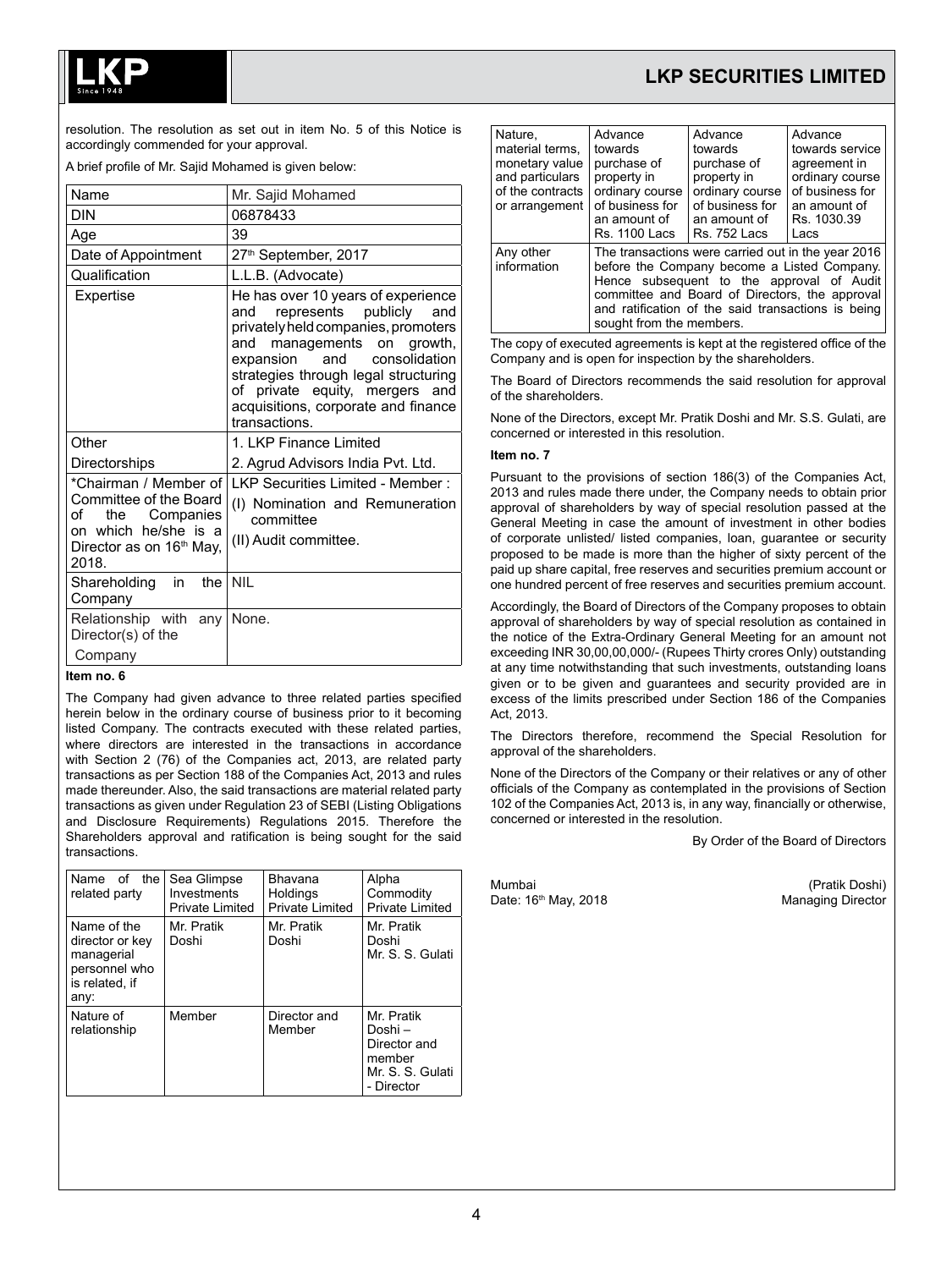resolution. The resolution as set out in item No. 5 of this Notice is accordingly commended for your approval.

A brief profile of Mr. Sajid Mohamed is given below:

| | |
|---|---|
| Name | Mr. Sajid Mohamed |
| DIN | 06878433 |
| Age | 39 |
| Date of Appointment | 27th September, 2017 |
| Qualification | L.L.B. (Advocate) |
| Expertise | He has over 10 years of experience and represents publicly and privately held companies, promoters and managements on growth, expansion and consolidation strategies through legal structuring of private equity, mergers and acquisitions, corporate and finance transactions. |
| Other Directorships | 1. LKP Finance Limited<br>2. Agrud Advisors India Pvt. Ltd. |
| *Chairman / Member of Committee of the Board of the Companies on which he/she is a Director as on 16th May, 2018. | LKP Securities Limited - Member :<br>(I) Nomination and Remuneration committee<br>(II) Audit committee. |
| Shareholding in the Company | NIL |
| Relationship with any Director(s) of the Company | None. |

**Item no. 6**

The Company had given advance to three related parties specified herein below in the ordinary course of business prior to it becoming listed Company. The contracts executed with these related parties, where directors are interested in the transactions in accordance with Section 2 (76) of the Companies act, 2013, are related party transactions as per Section 188 of the Companies Act, 2013 and rules made thereunder. Also, the said transactions are material related party transactions as given under Regulation 23 of SEBI (Listing Obligations and Disclosure Requirements) Regulations 2015. Therefore the Shareholders approval and ratification is being sought for the said transactions.

| Name of the related party | Sea Glimpse Investments Private Limited | Bhavana Holdings Private Limited | Alpha Commodity Private Limited |
|---|---|---|---|
| Name of the director or key managerial personnel who is related, if any: | Mr. Pratik Doshi | Mr. Pratik Doshi | Mr. Pratik Doshi<br>Mr. S. S. Gulati |
| Nature of relationship | Member | Director and Member | Mr. Pratik Doshi – Director and member<br>Mr. S. S. Gulati - Director |
| Nature, material terms, monetary value and particulars of the contracts or arrangement | Advance towards purchase of property in ordinary course of business for an amount of Rs. 1100 Lacs | Advance towards purchase of property in ordinary course of business for an amount of Rs. 752 Lacs | Advance towards service agreement in ordinary course of business for an amount of Rs. 1030.39 Lacs |
| Any other information | The transactions were carried out in the year 2016 before the Company become a Listed Company. Hence subsequent to the approval of Audit committee and Board of Directors, the approval and ratification of the said transactions is being sought from the members. | | |

The copy of executed agreements is kept at the registered office of the Company and is open for inspection by the shareholders.

The Board of Directors recommends the said resolution for approval of the shareholders.

None of the Directors, except Mr. Pratik Doshi and Mr. S.S. Gulati, are concerned or interested in this resolution.

**Item no. 7**

Pursuant to the provisions of section 186(3) of the Companies Act, 2013 and rules made there under, the Company needs to obtain prior approval of shareholders by way of special resolution passed at the General Meeting in case the amount of investment in other bodies of corporate unlisted/ listed companies, loan, guarantee or security proposed to be made is more than the higher of sixty percent of the paid up share capital, free reserves and securities premium account or one hundred percent of free reserves and securities premium account.

Accordingly, the Board of Directors of the Company proposes to obtain approval of shareholders by way of special resolution as contained in the notice of the Extra-Ordinary General Meeting for an amount not exceeding INR 30,00,00,000/- (Rupees Thirty crores Only) outstanding at any time notwithstanding that such investments, outstanding loans given or to be given and guarantees and security provided are in excess of the limits prescribed under Section 186 of the Companies Act, 2013.

The Directors therefore, recommend the Special Resolution for approval of the shareholders.

None of the Directors of the Company or their relatives or any of other officials of the Company as contemplated in the provisions of Section 102 of the Companies Act, 2013 is, in any way, financially or otherwise, concerned or interested in the resolution.

By Order of the Board of Directors

Mumbai
Date: 16th May, 2018

(Pratik Doshi)
Managing Director